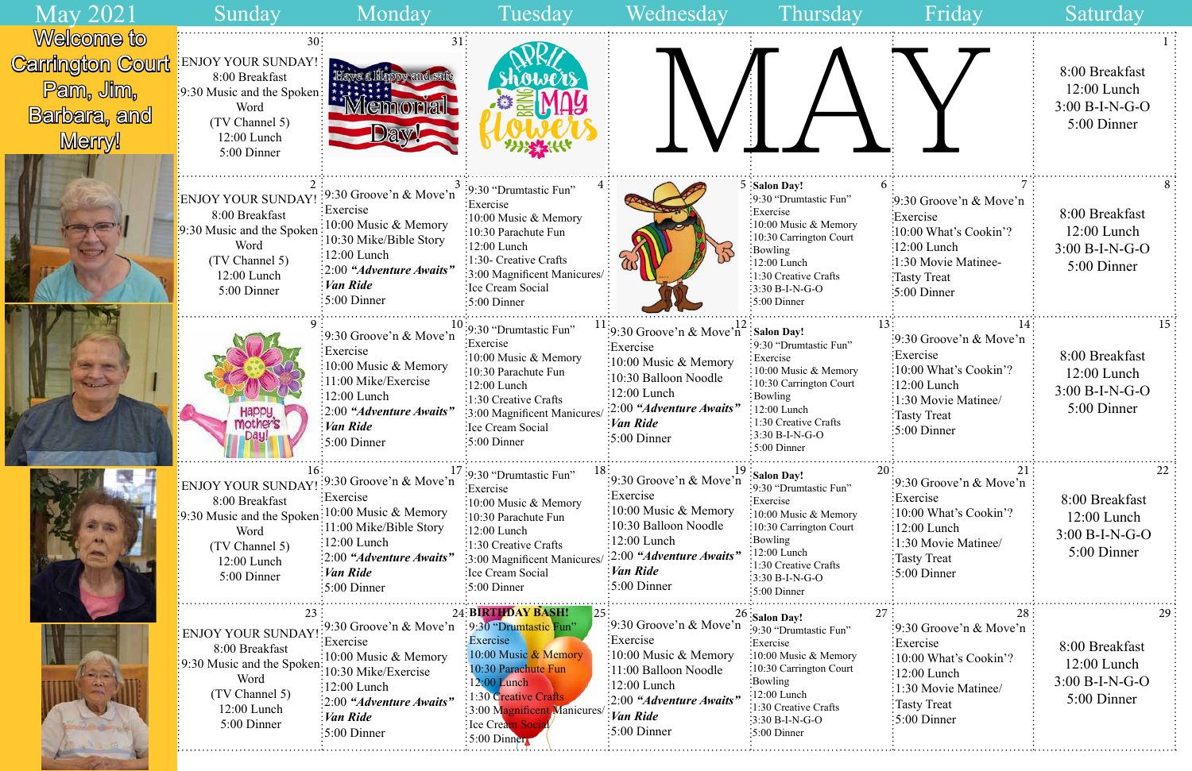# May 2021

**Welcome to Carrington Court Pam, Jim, Barbara, and Merry!**

| Sunday | Monday | Tuesday | Wednesday | Thursday | Friday | Saturday |
|---|---|---|---|---|---|---|
| 30<br>ENJOY YOUR SUNDAY!<br>8:00 Breakfast<br>9:30 Music and the Spoken Word<br>(TV Channel 5)<br>12:00 Lunch<br>5:00 Dinner | 31<br>Have a Happy and safe Memorial Day! | April showers bring May flowers | MAY | | | 1<br>8:00 Breakfast<br>12:00 Lunch<br>3:00 B-I-N-G-O<br>5:00 Dinner |
| 2<br>ENJOY YOUR SUNDAY!<br>8:00 Breakfast<br>9:30 Music and the Spoken Word<br>(TV Channel 5)<br>12:00 Lunch<br>5:00 Dinner | 3<br>9:30 Groove'n & Move'n Exercise<br>10:00 Music & Memory<br>10:30 Mike/Bible Story<br>12:00 Lunch<br>2:00 ***"Adventure Awaits"*** ***Van Ride***<br>5:00 Dinner | 4<br>9:30 "Drumtastic Fun" Exercise<br>10:00 Music & Memory<br>10:30 Parachute Fun<br>12:00 Lunch<br>1:30- Creative Crafts<br>3:00 Magnificent Manicures/ Ice Cream Social<br>5:00 Dinner | 5 | 6<br>**Salon Day!**<br>9:30 "Drumtastic Fun" Exercise<br>10:00 Music & Memory<br>10:30 Carrington Court Bowling<br>12:00 Lunch<br>1:30 Creative Crafts<br>3:30 B-I-N-G-O<br>5:00 Dinner | 7<br>9:30 Groove'n & Move'n Exercise<br>10:00 What's Cookin'?<br>12:00 Lunch<br>1:30 Movie Matinee- Tasty Treat<br>5:00 Dinner | 8<br>8:00 Breakfast<br>12:00 Lunch<br>3:00 B-I-N-G-O<br>5:00 Dinner |
| 9<br>Happy Mother's Day! | 10<br>9:30 Groove'n & Move'n Exercise<br>10:00 Music & Memory<br>11:00 Mike/Exercise<br>12:00 Lunch<br>2:00 ***"Adventure Awaits"*** ***Van Ride***<br>5:00 Dinner | 11<br>9:30 "Drumtastic Fun" Exercise<br>10:00 Music & Memory<br>10:30 Parachute Fun<br>12:00 Lunch<br>1:30 Creative Crafts<br>3:00 Magnificent Manicures/ Ice Cream Social<br>5:00 Dinner | 12<br>9:30 Groove'n & Move'n Exercise<br>10:00 Music & Memory<br>10:30 Balloon Noodle<br>12:00 Lunch<br>2:00 ***"Adventure Awaits"*** ***Van Ride***<br>5:00 Dinner | 13<br>**Salon Day!**<br>9:30 "Drumtastic Fun" Exercise<br>10:00 Music & Memory<br>10:30 Carrington Court Bowling<br>12:00 Lunch<br>1:30 Creative Crafts<br>3:30 B-I-N-G-O<br>5:00 Dinner | 14<br>9:30 Groove'n & Move'n Exercise<br>10:00 What's Cookin'?<br>12:00 Lunch<br>1:30 Movie Matinee/ Tasty Treat<br>5:00 Dinner | 15<br>8:00 Breakfast<br>12:00 Lunch<br>3:00 B-I-N-G-O<br>5:00 Dinner |
| 16<br>ENJOY YOUR SUNDAY!<br>8:00 Breakfast<br>9:30 Music and the Spoken Word<br>(TV Channel 5)<br>12:00 Lunch<br>5:00 Dinner | 17<br>9:30 Groove'n & Move'n Exercise<br>10:00 Music & Memory<br>11:00 Mike/Bible Story<br>12:00 Lunch<br>2:00 ***"Adventure Awaits"*** ***Van Ride***<br>5:00 Dinner | 18<br>9:30 "Drumtastic Fun" Exercise<br>10:00 Music & Memory<br>10:30 Parachute Fun<br>12:00 Lunch<br>1:30 Creative Crafts<br>3:00 Magnificent Manicures/ Ice Cream Social<br>5:00 Dinner | 19<br>9:30 Groove'n & Move'n Exercise<br>10:00 Music & Memory<br>10:30 Balloon Noodle<br>12:00 Lunch<br>2:00 ***"Adventure Awaits"*** ***Van Ride***<br>5:00 Dinner | 20<br>**Salon Day!**<br>9:30 "Drumtastic Fun" Exercise<br>10:00 Music & Memory<br>10:30 Carrington Court Bowling<br>12:00 Lunch<br>1:30 Creative Crafts<br>3:30 B-I-N-G-O<br>5:00 Dinner | 21<br>9:30 Groove'n & Move'n Exercise<br>10:00 What's Cookin'?<br>12:00 Lunch<br>1:30 Movie Matinee/ Tasty Treat<br>5:00 Dinner | 22<br>8:00 Breakfast<br>12:00 Lunch<br>3:00 B-I-N-G-O<br>5:00 Dinner |
| 23<br>ENJOY YOUR SUNDAY!<br>8:00 Breakfast<br>9:30 Music and the Spoken Word<br>(TV Channel 5)<br>12:00 Lunch<br>5:00 Dinner | 24<br>9:30 Groove'n & Move'n Exercise<br>10:00 Music & Memory<br>10:30 Mike/Exercise<br>12:00 Lunch<br>2:00 ***"Adventure Awaits"*** ***Van Ride***<br>5:00 Dinner | 25<br>**BIRTHDAY BASH!**<br>9:30 "Drumtastic Fun" Exercise<br>10:00 Music & Memory<br>10:30 Parachute Fun<br>12:00 Lunch<br>1:30 Creative Crafts<br>3:00 Magnificent Manicures/ Ice Cream Social<br>5:00 Dinner | 26<br>9:30 Groove'n & Move'n Exercise<br>10:00 Music & Memory<br>11:00 Balloon Noodle<br>12:00 Lunch<br>2:00 ***"Adventure Awaits"*** ***Van Ride***<br>5:00 Dinner | 27<br>**Salon Day!**<br>9:30 "Drumtastic Fun" Exercise<br>10:00 Music & Memory<br>10:30 Carrington Court Bowling<br>12:00 Lunch<br>1:30 Creative Crafts<br>3:30 B-I-N-G-O<br>5:00 Dinner | 28<br>9:30 Groove'n & Move'n Exercise<br>10:00 What's Cookin'?<br>12:00 Lunch<br>1:30 Movie Matinee/ Tasty Treat<br>5:00 Dinner | 29<br>8:00 Breakfast<br>12:00 Lunch<br>3:00 B-I-N-G-O<br>5:00 Dinner |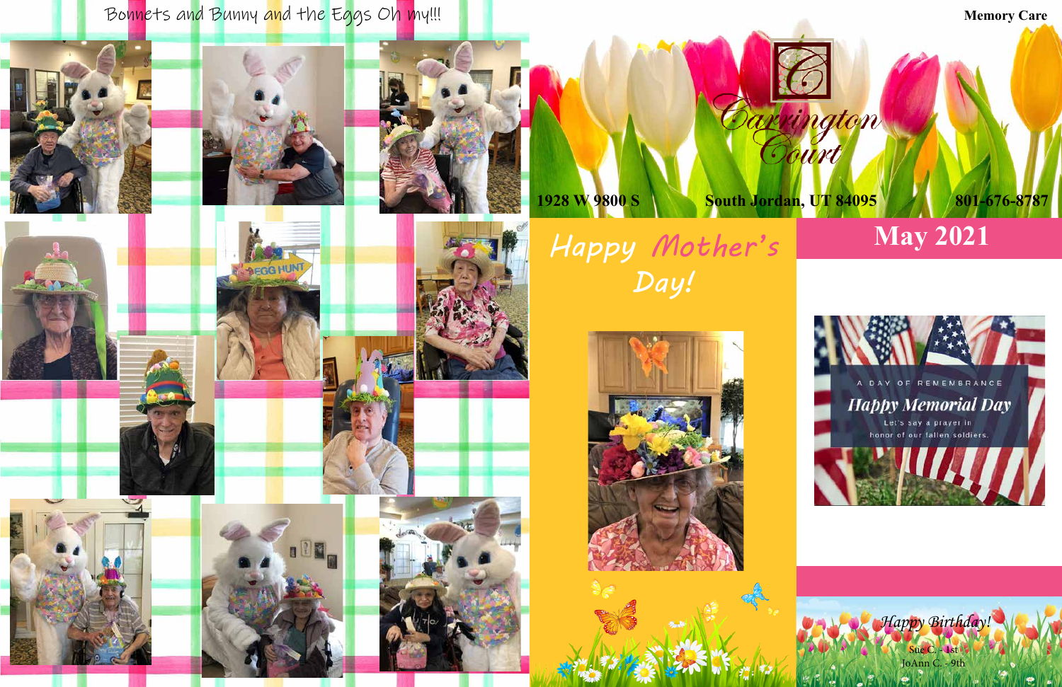Bonnets and Bunny and the Eggs Oh my!!!

Memory Care

Carrington Court

1928 W 9800 S South Jordan, UT 84095 801-676-8787

# May 2021

## Happy Mother's Day!

A DAY OF REMEMBRANCE

**Happy Memorial Day**

Let's say a prayer in honor of our fallen soldiers.

*Happy Birthday!*

Sue C. - 1st
JoAnn C. - 9th